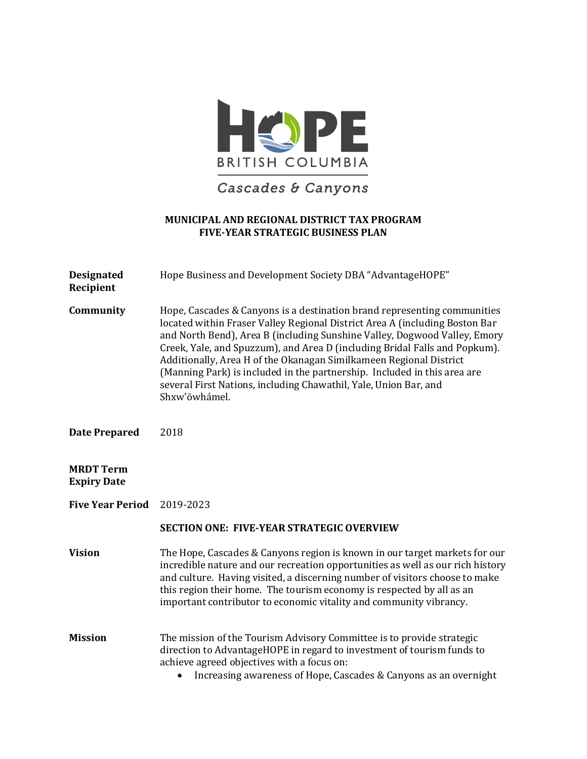HOPE BRITISH COLUMBIA

*Cascades & Canyons*

**MUNICIPAL AND REGIONAL DISTRICT TAX PROGRAM**
**FIVE-YEAR STRATEGIC BUSINESS PLAN**

**Designated Recipient** — Hope Business and Development Society DBA "AdvantageHOPE"

**Community** — Hope, Cascades & Canyons is a destination brand representing communities located within Fraser Valley Regional District Area A (including Boston Bar and North Bend), Area B (including Sunshine Valley, Dogwood Valley, Emory Creek, Yale, and Spuzzum), and Area D (including Bridal Falls and Popkum). Additionally, Area H of the Okanagan Similkameen Regional District (Manning Park) is included in the partnership. Included in this area are several First Nations, including Chawathil, Yale, Union Bar, and Shxw'ōwhámel.

**Date Prepared** — 2018

**MRDT Term Expiry Date**

**Five Year Period** — 2019-2023

## SECTION ONE: FIVE-YEAR STRATEGIC OVERVIEW

**Vision** — The Hope, Cascades & Canyons region is known in our target markets for our incredible nature and our recreation opportunities as well as our rich history and culture. Having visited, a discerning number of visitors choose to make this region their home. The tourism economy is respected by all as an important contributor to economic vitality and community vibrancy.

**Mission** — The mission of the Tourism Advisory Committee is to provide strategic direction to AdvantageHOPE in regard to investment of tourism funds to achieve agreed objectives with a focus on:

- Increasing awareness of Hope, Cascades & Canyons as an overnight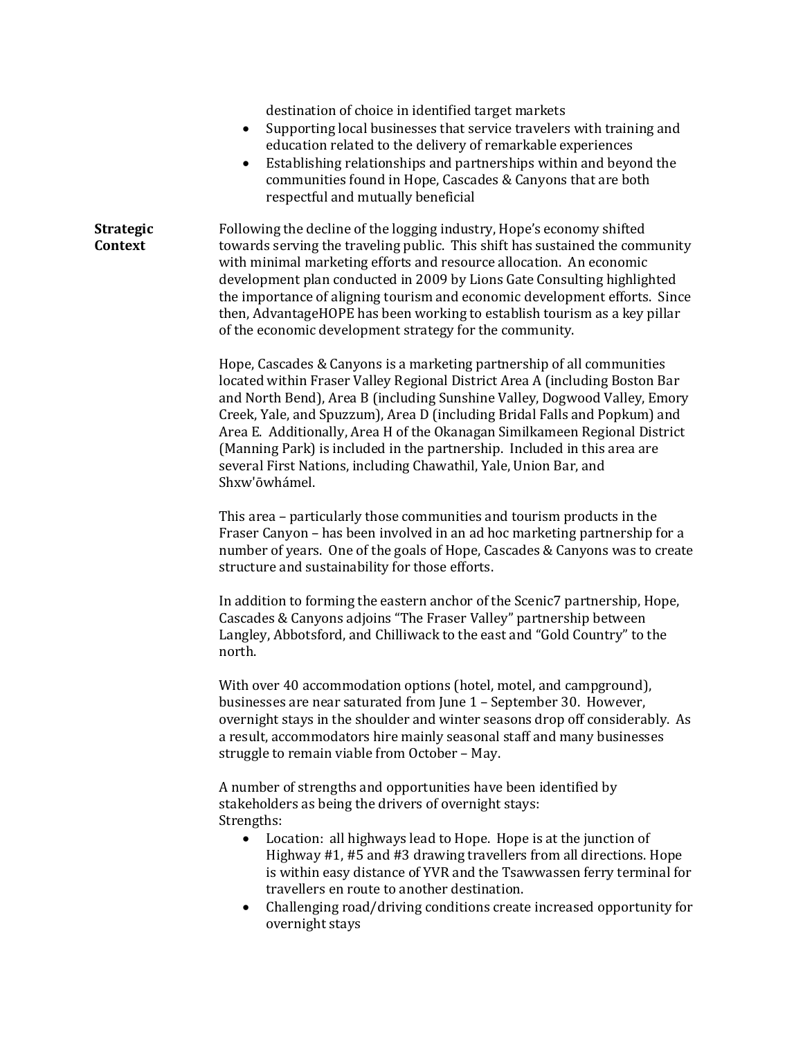destination of choice in identified target markets

- Supporting local businesses that service travelers with training and education related to the delivery of remarkable experiences
- Establishing relationships and partnerships within and beyond the communities found in Hope, Cascades & Canyons that are both respectful and mutually beneficial

**Strategic Context**

Following the decline of the logging industry, Hope's economy shifted towards serving the traveling public. This shift has sustained the community with minimal marketing efforts and resource allocation. An economic development plan conducted in 2009 by Lions Gate Consulting highlighted the importance of aligning tourism and economic development efforts. Since then, AdvantageHOPE has been working to establish tourism as a key pillar of the economic development strategy for the community.

Hope, Cascades & Canyons is a marketing partnership of all communities located within Fraser Valley Regional District Area A (including Boston Bar and North Bend), Area B (including Sunshine Valley, Dogwood Valley, Emory Creek, Yale, and Spuzzum), Area D (including Bridal Falls and Popkum) and Area E. Additionally, Area H of the Okanagan Similkameen Regional District (Manning Park) is included in the partnership. Included in this area are several First Nations, including Chawathil, Yale, Union Bar, and Shxw'ōwhámel.

This area – particularly those communities and tourism products in the Fraser Canyon – has been involved in an ad hoc marketing partnership for a number of years. One of the goals of Hope, Cascades & Canyons was to create structure and sustainability for those efforts.

In addition to forming the eastern anchor of the Scenic7 partnership, Hope, Cascades & Canyons adjoins "The Fraser Valley" partnership between Langley, Abbotsford, and Chilliwack to the east and "Gold Country" to the north.

With over 40 accommodation options (hotel, motel, and campground), businesses are near saturated from June 1 – September 30. However, overnight stays in the shoulder and winter seasons drop off considerably. As a result, accommodators hire mainly seasonal staff and many businesses struggle to remain viable from October – May.

A number of strengths and opportunities have been identified by stakeholders as being the drivers of overnight stays:

Strengths:

- Location: all highways lead to Hope. Hope is at the junction of Highway #1, #5 and #3 drawing travellers from all directions. Hope is within easy distance of YVR and the Tsawwassen ferry terminal for travellers en route to another destination.
- Challenging road/driving conditions create increased opportunity for overnight stays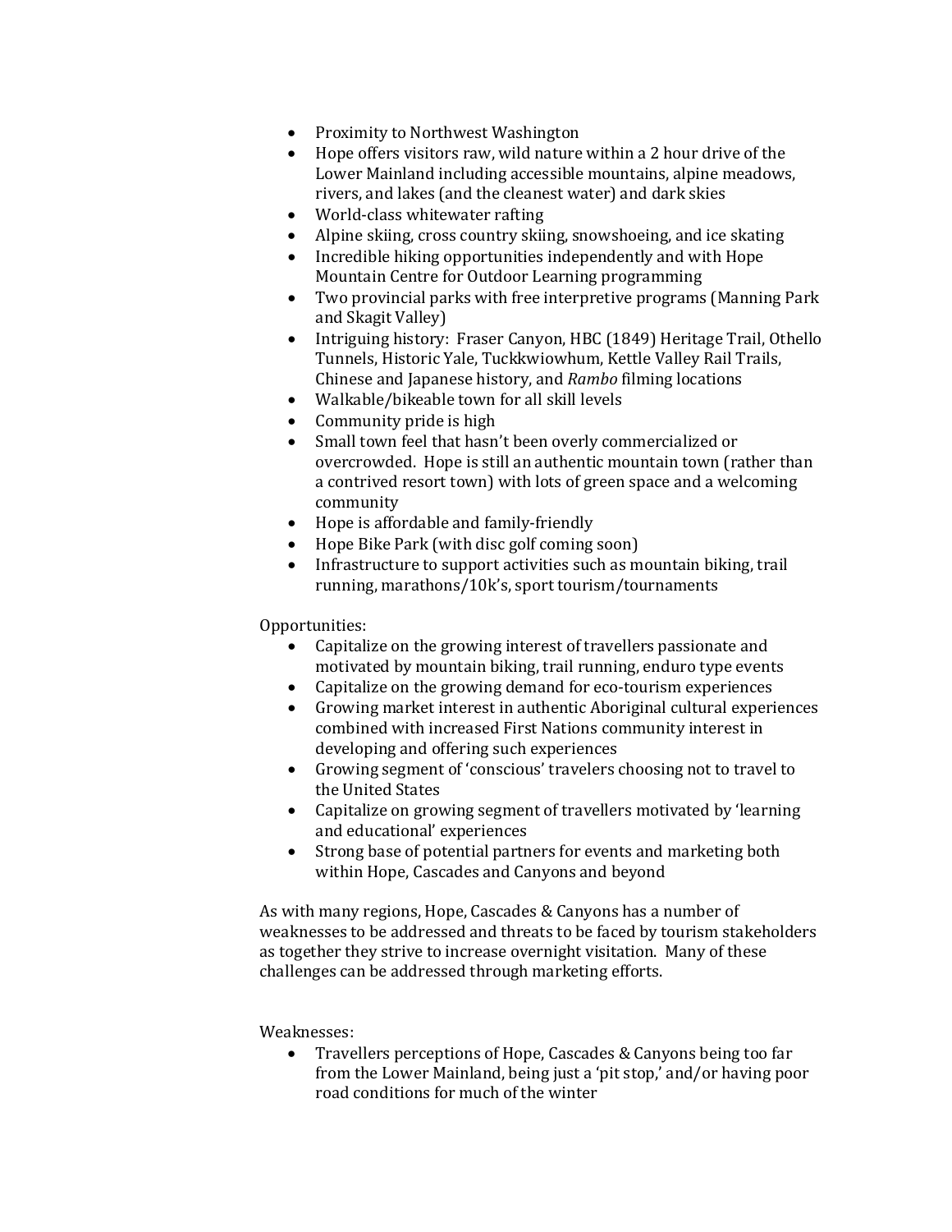- Proximity to Northwest Washington
- Hope offers visitors raw, wild nature within a 2 hour drive of the Lower Mainland including accessible mountains, alpine meadows, rivers, and lakes (and the cleanest water) and dark skies
- World-class whitewater rafting
- Alpine skiing, cross country skiing, snowshoeing, and ice skating
- Incredible hiking opportunities independently and with Hope Mountain Centre for Outdoor Learning programming
- Two provincial parks with free interpretive programs (Manning Park and Skagit Valley)
- Intriguing history: Fraser Canyon, HBC (1849) Heritage Trail, Othello Tunnels, Historic Yale, Tuckkwiowhum, Kettle Valley Rail Trails, Chinese and Japanese history, and *Rambo* filming locations
- Walkable/bikeable town for all skill levels
- Community pride is high
- Small town feel that hasn't been overly commercialized or overcrowded. Hope is still an authentic mountain town (rather than a contrived resort town) with lots of green space and a welcoming community
- Hope is affordable and family-friendly
- Hope Bike Park (with disc golf coming soon)
- Infrastructure to support activities such as mountain biking, trail running, marathons/10k's, sport tourism/tournaments

Opportunities:

- Capitalize on the growing interest of travellers passionate and motivated by mountain biking, trail running, enduro type events
- Capitalize on the growing demand for eco-tourism experiences
- Growing market interest in authentic Aboriginal cultural experiences combined with increased First Nations community interest in developing and offering such experiences
- Growing segment of 'conscious' travelers choosing not to travel to the United States
- Capitalize on growing segment of travellers motivated by 'learning and educational' experiences
- Strong base of potential partners for events and marketing both within Hope, Cascades and Canyons and beyond

As with many regions, Hope, Cascades & Canyons has a number of weaknesses to be addressed and threats to be faced by tourism stakeholders as together they strive to increase overnight visitation. Many of these challenges can be addressed through marketing efforts.

Weaknesses:

- Travellers perceptions of Hope, Cascades & Canyons being too far from the Lower Mainland, being just a 'pit stop,' and/or having poor road conditions for much of the winter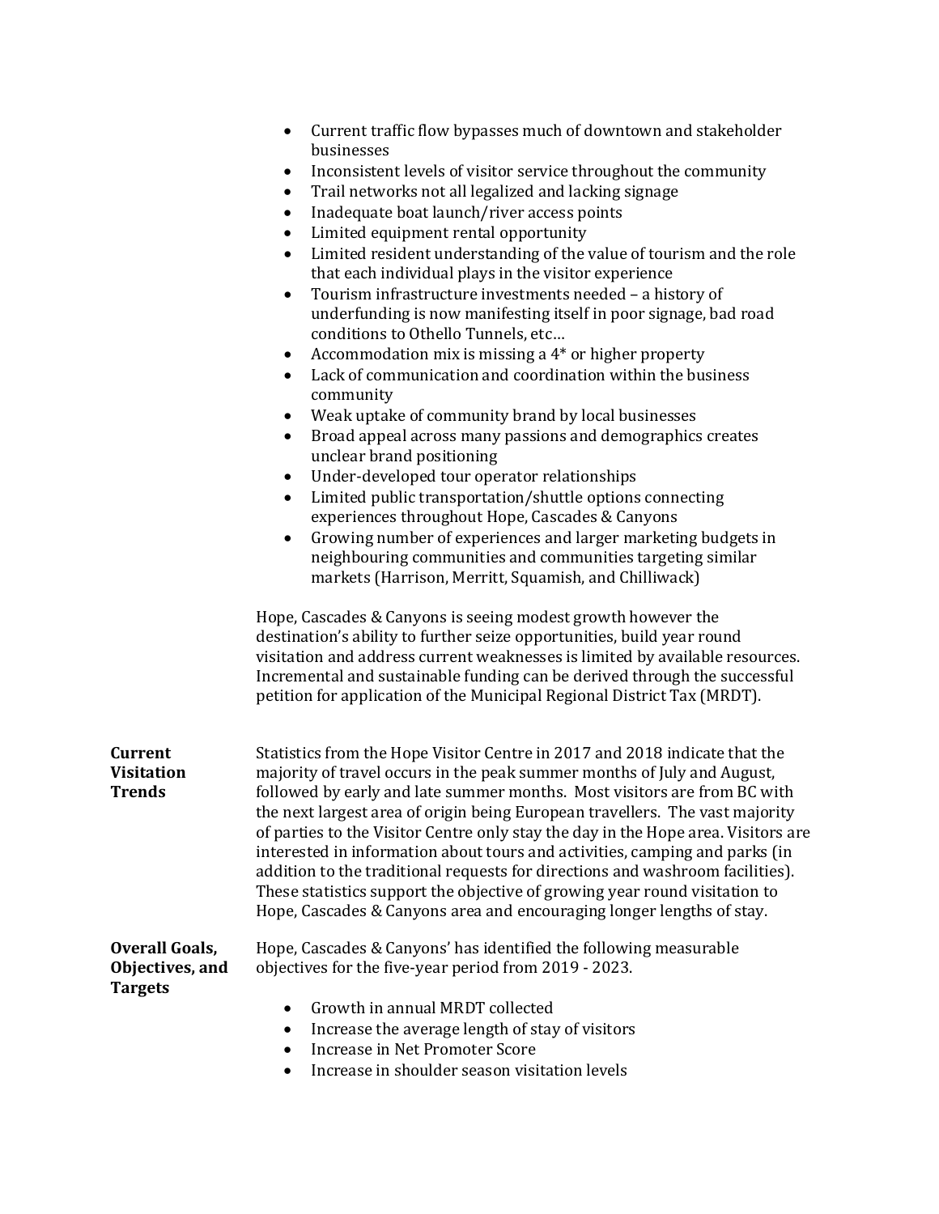- Current traffic flow bypasses much of downtown and stakeholder businesses
- Inconsistent levels of visitor service throughout the community
- Trail networks not all legalized and lacking signage
- Inadequate boat launch/river access points
- Limited equipment rental opportunity
- Limited resident understanding of the value of tourism and the role that each individual plays in the visitor experience
- Tourism infrastructure investments needed – a history of underfunding is now manifesting itself in poor signage, bad road conditions to Othello Tunnels, etc…
- Accommodation mix is missing a 4* or higher property
- Lack of communication and coordination within the business community
- Weak uptake of community brand by local businesses
- Broad appeal across many passions and demographics creates unclear brand positioning
- Under-developed tour operator relationships
- Limited public transportation/shuttle options connecting experiences throughout Hope, Cascades & Canyons
- Growing number of experiences and larger marketing budgets in neighbouring communities and communities targeting similar markets (Harrison, Merritt, Squamish, and Chilliwack)

Hope, Cascades & Canyons is seeing modest growth however the destination's ability to further seize opportunities, build year round visitation and address current weaknesses is limited by available resources. Incremental and sustainable funding can be derived through the successful petition for application of the Municipal Regional District Tax (MRDT).

**Current Visitation Trends**

Statistics from the Hope Visitor Centre in 2017 and 2018 indicate that the majority of travel occurs in the peak summer months of July and August, followed by early and late summer months. Most visitors are from BC with the next largest area of origin being European travellers. The vast majority of parties to the Visitor Centre only stay the day in the Hope area. Visitors are interested in information about tours and activities, camping and parks (in addition to the traditional requests for directions and washroom facilities). These statistics support the objective of growing year round visitation to Hope, Cascades & Canyons area and encouraging longer lengths of stay.

**Overall Goals, Objectives, and Targets**

Hope, Cascades & Canyons' has identified the following measurable objectives for the five-year period from 2019 - 2023.

- Growth in annual MRDT collected
- Increase the average length of stay of visitors
- Increase in Net Promoter Score
- Increase in shoulder season visitation levels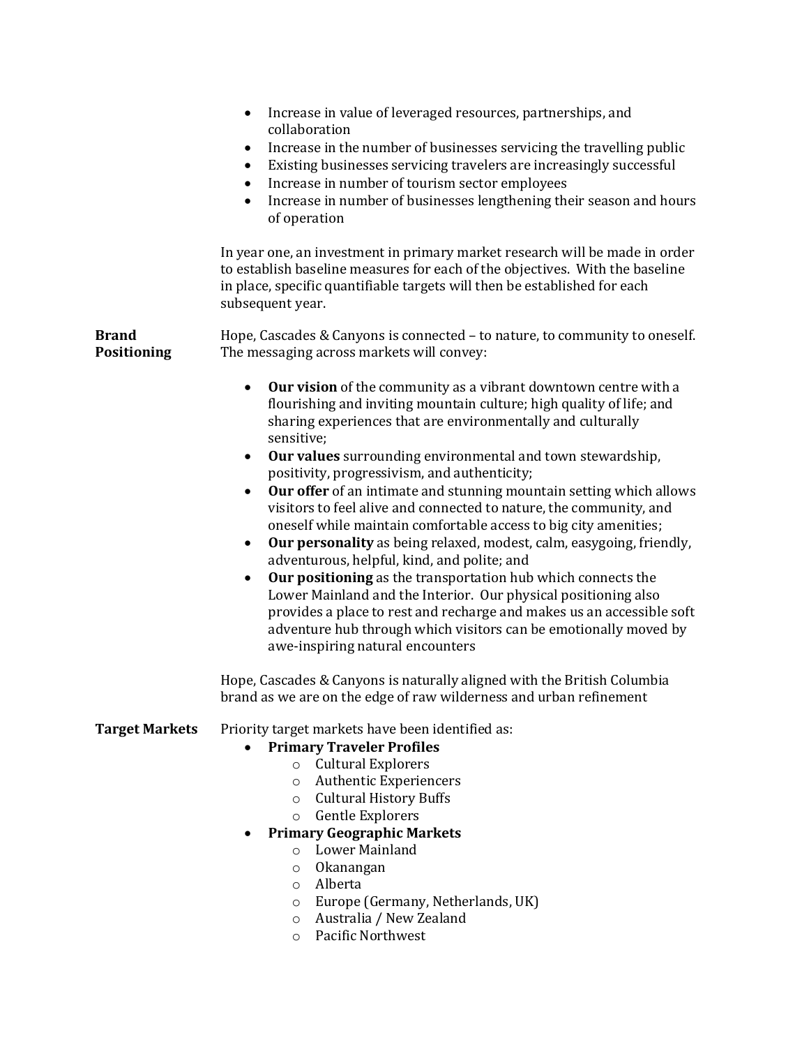- Increase in value of leveraged resources, partnerships, and collaboration
- Increase in the number of businesses servicing the travelling public
- Existing businesses servicing travelers are increasingly successful
- Increase in number of tourism sector employees
- Increase in number of businesses lengthening their season and hours of operation

In year one, an investment in primary market research will be made in order to establish baseline measures for each of the objectives. With the baseline in place, specific quantifiable targets will then be established for each subsequent year.

**Brand Positioning**

Hope, Cascades & Canyons is connected – to nature, to community to oneself. The messaging across markets will convey:

- **Our vision** of the community as a vibrant downtown centre with a flourishing and inviting mountain culture; high quality of life; and sharing experiences that are environmentally and culturally sensitive;
- **Our values** surrounding environmental and town stewardship, positivity, progressivism, and authenticity;
- **Our offer** of an intimate and stunning mountain setting which allows visitors to feel alive and connected to nature, the community, and oneself while maintain comfortable access to big city amenities;
- **Our personality** as being relaxed, modest, calm, easygoing, friendly, adventurous, helpful, kind, and polite; and
- **Our positioning** as the transportation hub which connects the Lower Mainland and the Interior. Our physical positioning also provides a place to rest and recharge and makes us an accessible soft adventure hub through which visitors can be emotionally moved by awe-inspiring natural encounters

Hope, Cascades & Canyons is naturally aligned with the British Columbia brand as we are on the edge of raw wilderness and urban refinement

**Target Markets**

Priority target markets have been identified as:

- **Primary Traveler Profiles**
  - Cultural Explorers
  - Authentic Experiencers
  - Cultural History Buffs
  - Gentle Explorers
- **Primary Geographic Markets**
  - Lower Mainland
  - Okanangan
  - Alberta
  - Europe (Germany, Netherlands, UK)
  - Australia / New Zealand
  - Pacific Northwest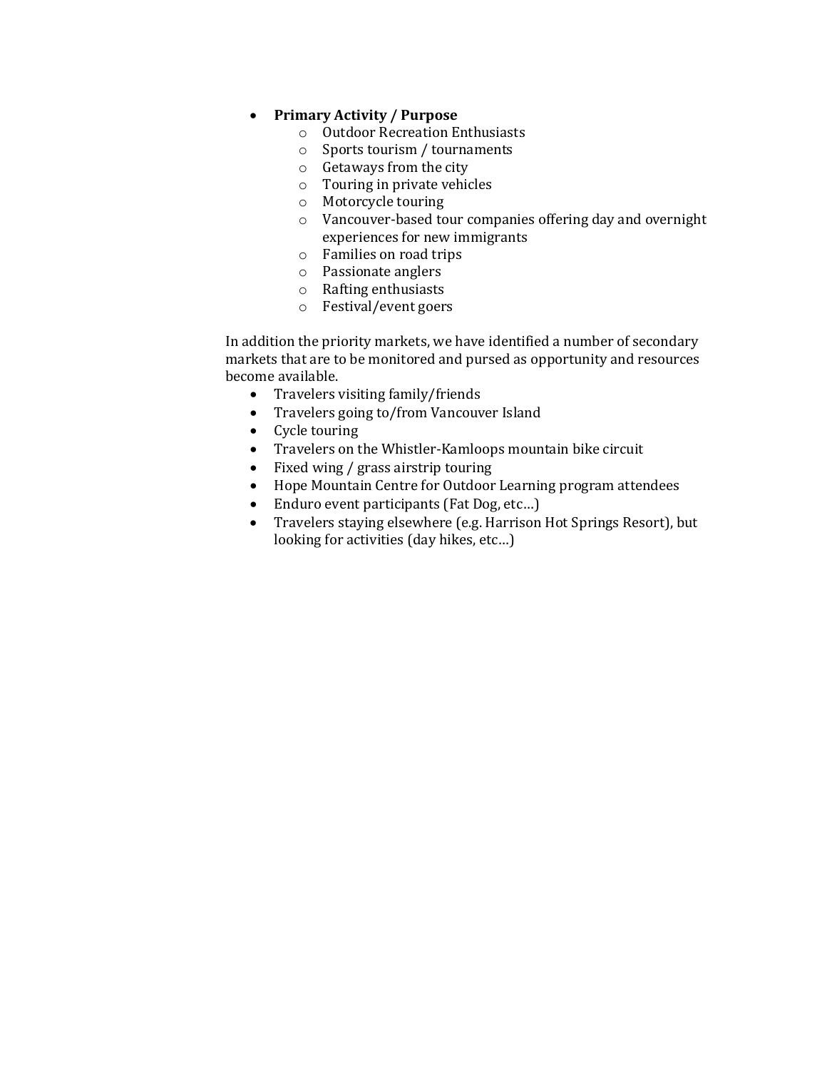- **Primary Activity / Purpose**
  - Outdoor Recreation Enthusiasts
  - Sports tourism / tournaments
  - Getaways from the city
  - Touring in private vehicles
  - Motorcycle touring
  - Vancouver-based tour companies offering day and overnight experiences for new immigrants
  - Families on road trips
  - Passionate anglers
  - Rafting enthusiasts
  - Festival/event goers

In addition the priority markets, we have identified a number of secondary markets that are to be monitored and pursed as opportunity and resources become available.

- Travelers visiting family/friends
- Travelers going to/from Vancouver Island
- Cycle touring
- Travelers on the Whistler-Kamloops mountain bike circuit
- Fixed wing / grass airstrip touring
- Hope Mountain Centre for Outdoor Learning program attendees
- Enduro event participants (Fat Dog, etc…)
- Travelers staying elsewhere (e.g. Harrison Hot Springs Resort), but looking for activities (day hikes, etc…)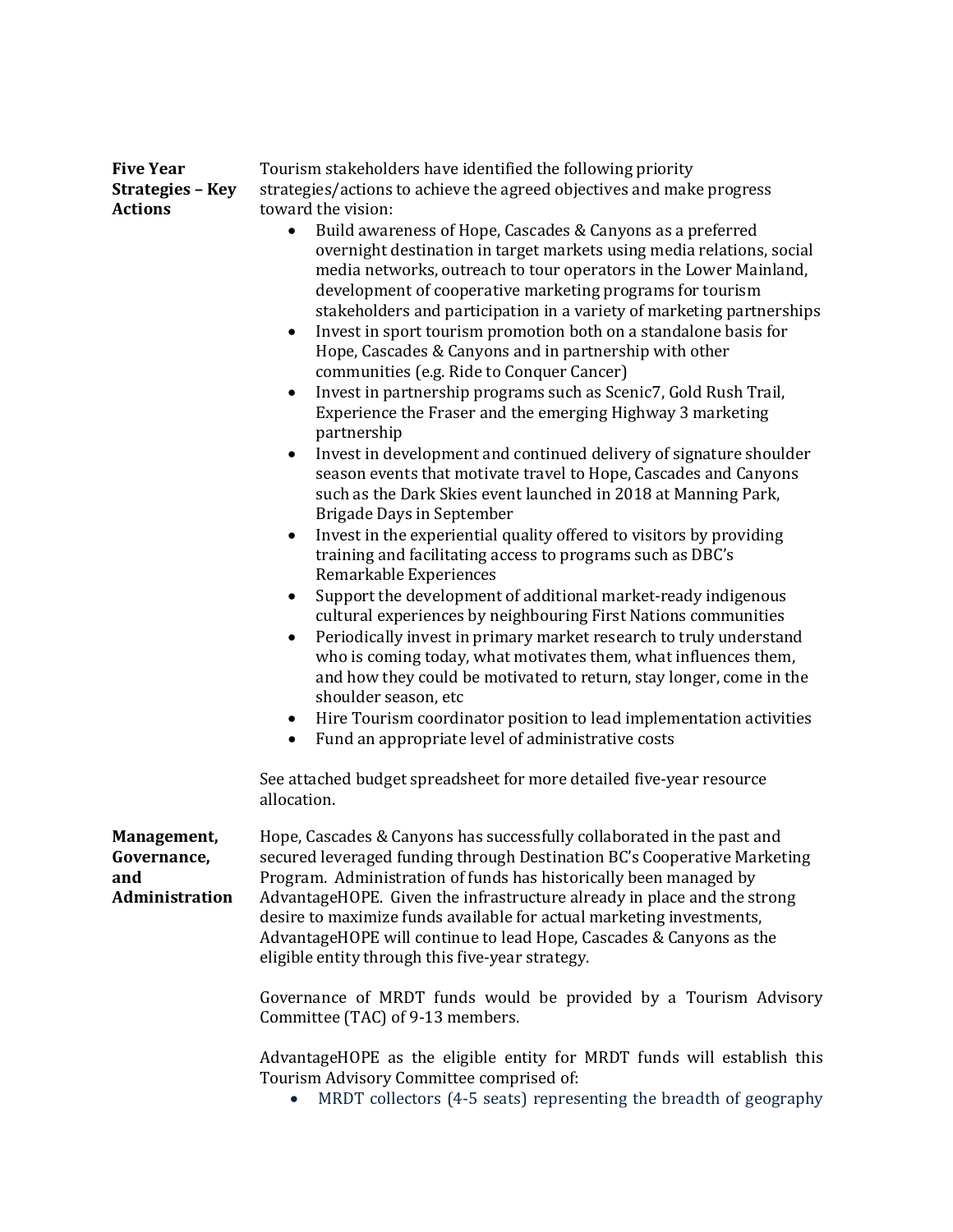**Five Year Strategies – Key Actions**

Tourism stakeholders have identified the following priority strategies/actions to achieve the agreed objectives and make progress toward the vision:

- Build awareness of Hope, Cascades & Canyons as a preferred overnight destination in target markets using media relations, social media networks, outreach to tour operators in the Lower Mainland, development of cooperative marketing programs for tourism stakeholders and participation in a variety of marketing partnerships
- Invest in sport tourism promotion both on a standalone basis for Hope, Cascades & Canyons and in partnership with other communities (e.g. Ride to Conquer Cancer)
- Invest in partnership programs such as Scenic7, Gold Rush Trail, Experience the Fraser and the emerging Highway 3 marketing partnership
- Invest in development and continued delivery of signature shoulder season events that motivate travel to Hope, Cascades and Canyons such as the Dark Skies event launched in 2018 at Manning Park, Brigade Days in September
- Invest in the experiential quality offered to visitors by providing training and facilitating access to programs such as DBC's Remarkable Experiences
- Support the development of additional market-ready indigenous cultural experiences by neighbouring First Nations communities
- Periodically invest in primary market research to truly understand who is coming today, what motivates them, what influences them, and how they could be motivated to return, stay longer, come in the shoulder season, etc
- Hire Tourism coordinator position to lead implementation activities
- Fund an appropriate level of administrative costs

See attached budget spreadsheet for more detailed five-year resource allocation.

**Management, Governance, and Administration**

Hope, Cascades & Canyons has successfully collaborated in the past and secured leveraged funding through Destination BC's Cooperative Marketing Program. Administration of funds has historically been managed by AdvantageHOPE. Given the infrastructure already in place and the strong desire to maximize funds available for actual marketing investments, AdvantageHOPE will continue to lead Hope, Cascades & Canyons as the eligible entity through this five-year strategy.

Governance of MRDT funds would be provided by a Tourism Advisory Committee (TAC) of 9-13 members.

AdvantageHOPE as the eligible entity for MRDT funds will establish this Tourism Advisory Committee comprised of:

- MRDT collectors (4-5 seats) representing the breadth of geography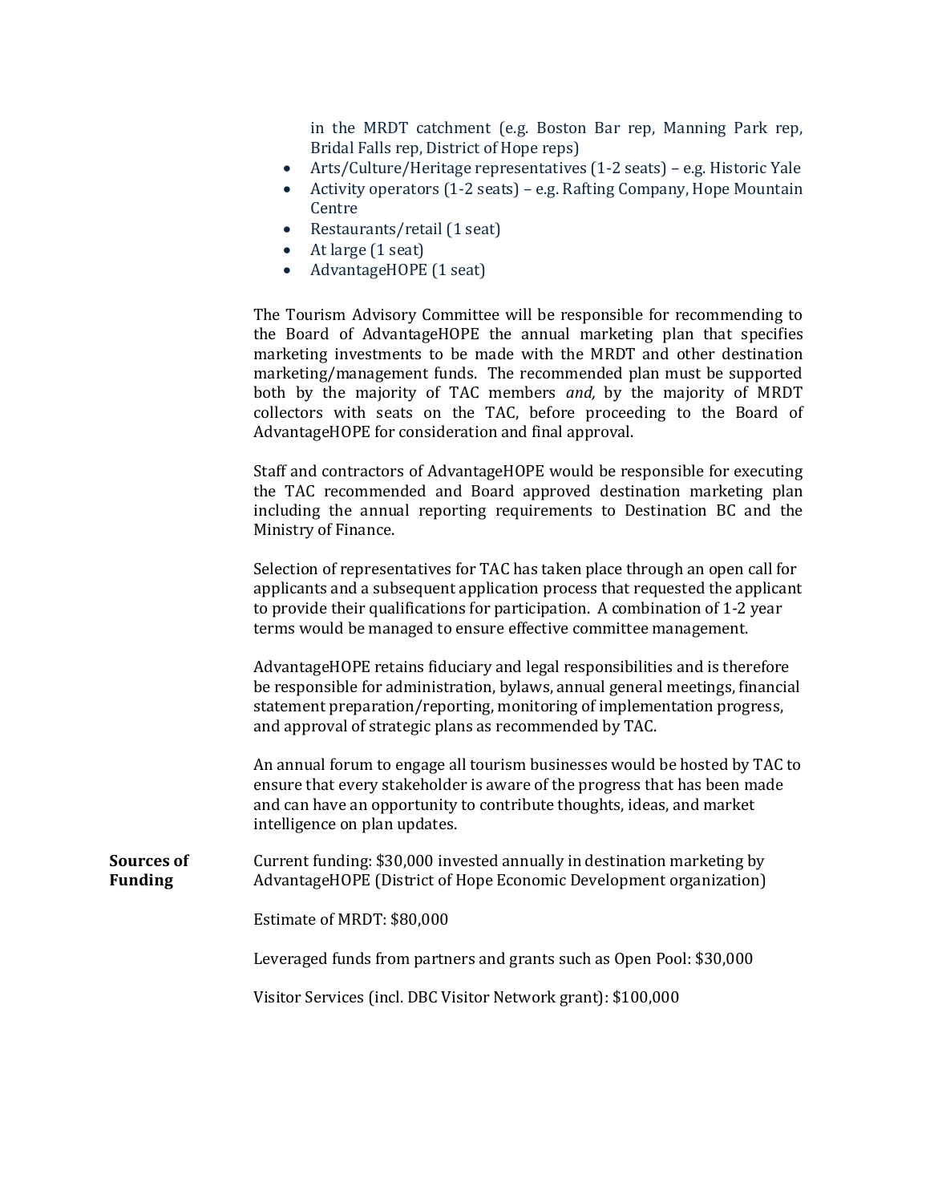in the MRDT catchment (e.g. Boston Bar rep, Manning Park rep, Bridal Falls rep, District of Hope reps)

- Arts/Culture/Heritage representatives (1-2 seats) – e.g. Historic Yale
- Activity operators (1-2 seats) – e.g. Rafting Company, Hope Mountain Centre
- Restaurants/retail (1 seat)
- At large (1 seat)
- AdvantageHOPE (1 seat)

The Tourism Advisory Committee will be responsible for recommending to the Board of AdvantageHOPE the annual marketing plan that specifies marketing investments to be made with the MRDT and other destination marketing/management funds. The recommended plan must be supported both by the majority of TAC members *and,* by the majority of MRDT collectors with seats on the TAC, before proceeding to the Board of AdvantageHOPE for consideration and final approval.

Staff and contractors of AdvantageHOPE would be responsible for executing the TAC recommended and Board approved destination marketing plan including the annual reporting requirements to Destination BC and the Ministry of Finance.

Selection of representatives for TAC has taken place through an open call for applicants and a subsequent application process that requested the applicant to provide their qualifications for participation. A combination of 1-2 year terms would be managed to ensure effective committee management.

AdvantageHOPE retains fiduciary and legal responsibilities and is therefore be responsible for administration, bylaws, annual general meetings, financial statement preparation/reporting, monitoring of implementation progress, and approval of strategic plans as recommended by TAC.

An annual forum to engage all tourism businesses would be hosted by TAC to ensure that every stakeholder is aware of the progress that has been made and can have an opportunity to contribute thoughts, ideas, and market intelligence on plan updates.

**Sources of Funding**

Current funding: $30,000 invested annually in destination marketing by AdvantageHOPE (District of Hope Economic Development organization)

Estimate of MRDT: $80,000

Leveraged funds from partners and grants such as Open Pool: $30,000

Visitor Services (incl. DBC Visitor Network grant): $100,000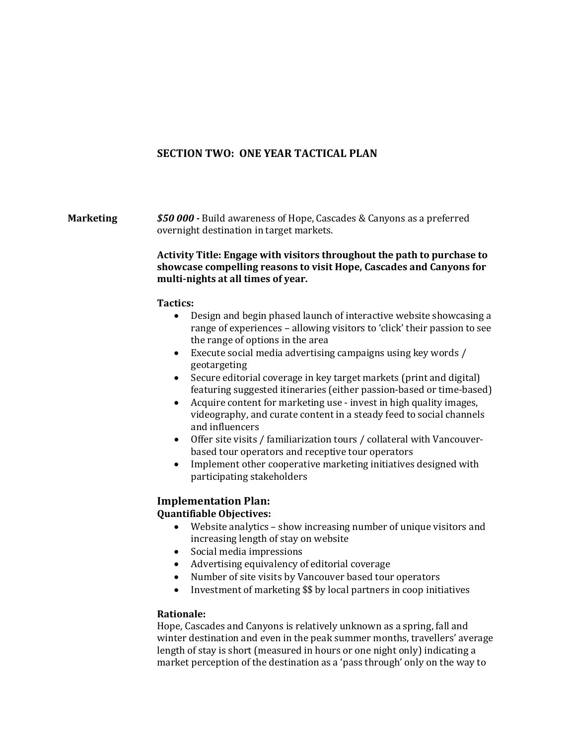## SECTION TWO: ONE YEAR TACTICAL PLAN

**Marketing**

***$50 000*** **-** Build awareness of Hope, Cascades & Canyons as a preferred overnight destination in target markets.

**Activity Title: Engage with visitors throughout the path to purchase to showcase compelling reasons to visit Hope, Cascades and Canyons for multi-nights at all times of year.**

**Tactics:**

- Design and begin phased launch of interactive website showcasing a range of experiences – allowing visitors to 'click' their passion to see the range of options in the area
- Execute social media advertising campaigns using key words / geotargeting
- Secure editorial coverage in key target markets (print and digital) featuring suggested itineraries (either passion-based or time-based)
- Acquire content for marketing use - invest in high quality images, videography, and curate content in a steady feed to social channels and influencers
- Offer site visits / familiarization tours / collateral with Vancouver-based tour operators and receptive tour operators
- Implement other cooperative marketing initiatives designed with participating stakeholders

### Implementation Plan:

**Quantifiable Objectives:**

- Website analytics – show increasing number of unique visitors and increasing length of stay on website
- Social media impressions
- Advertising equivalency of editorial coverage
- Number of site visits by Vancouver based tour operators
- Investment of marketing $$ by local partners in coop initiatives

**Rationale:**

Hope, Cascades and Canyons is relatively unknown as a spring, fall and winter destination and even in the peak summer months, travellers' average length of stay is short (measured in hours or one night only) indicating a market perception of the destination as a 'pass through' only on the way to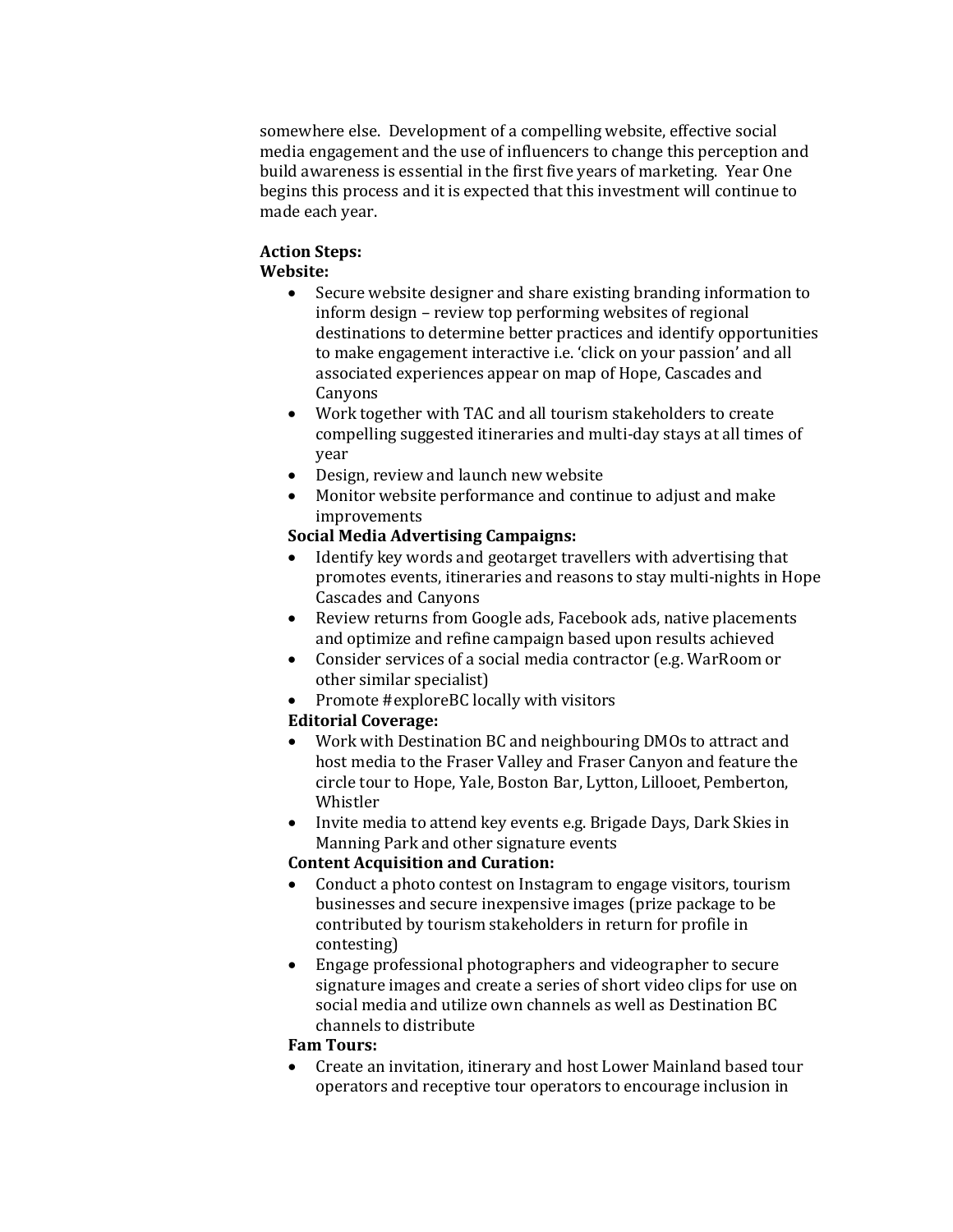somewhere else. Development of a compelling website, effective social media engagement and the use of influencers to change this perception and build awareness is essential in the first five years of marketing. Year One begins this process and it is expected that this investment will continue to made each year.

**Action Steps:**

**Website:**

- Secure website designer and share existing branding information to inform design – review top performing websites of regional destinations to determine better practices and identify opportunities to make engagement interactive i.e. 'click on your passion' and all associated experiences appear on map of Hope, Cascades and Canyons
- Work together with TAC and all tourism stakeholders to create compelling suggested itineraries and multi-day stays at all times of year
- Design, review and launch new website
- Monitor website performance and continue to adjust and make improvements

**Social Media Advertising Campaigns:**

- Identify key words and geotarget travellers with advertising that promotes events, itineraries and reasons to stay multi-nights in Hope Cascades and Canyons
- Review returns from Google ads, Facebook ads, native placements and optimize and refine campaign based upon results achieved
- Consider services of a social media contractor (e.g. WarRoom or other similar specialist)
- Promote #exploreBC locally with visitors

**Editorial Coverage:**

- Work with Destination BC and neighbouring DMOs to attract and host media to the Fraser Valley and Fraser Canyon and feature the circle tour to Hope, Yale, Boston Bar, Lytton, Lillooet, Pemberton, Whistler
- Invite media to attend key events e.g. Brigade Days, Dark Skies in Manning Park and other signature events

**Content Acquisition and Curation:**

- Conduct a photo contest on Instagram to engage visitors, tourism businesses and secure inexpensive images (prize package to be contributed by tourism stakeholders in return for profile in contesting)
- Engage professional photographers and videographer to secure signature images and create a series of short video clips for use on social media and utilize own channels as well as Destination BC channels to distribute

**Fam Tours:**

- Create an invitation, itinerary and host Lower Mainland based tour operators and receptive tour operators to encourage inclusion in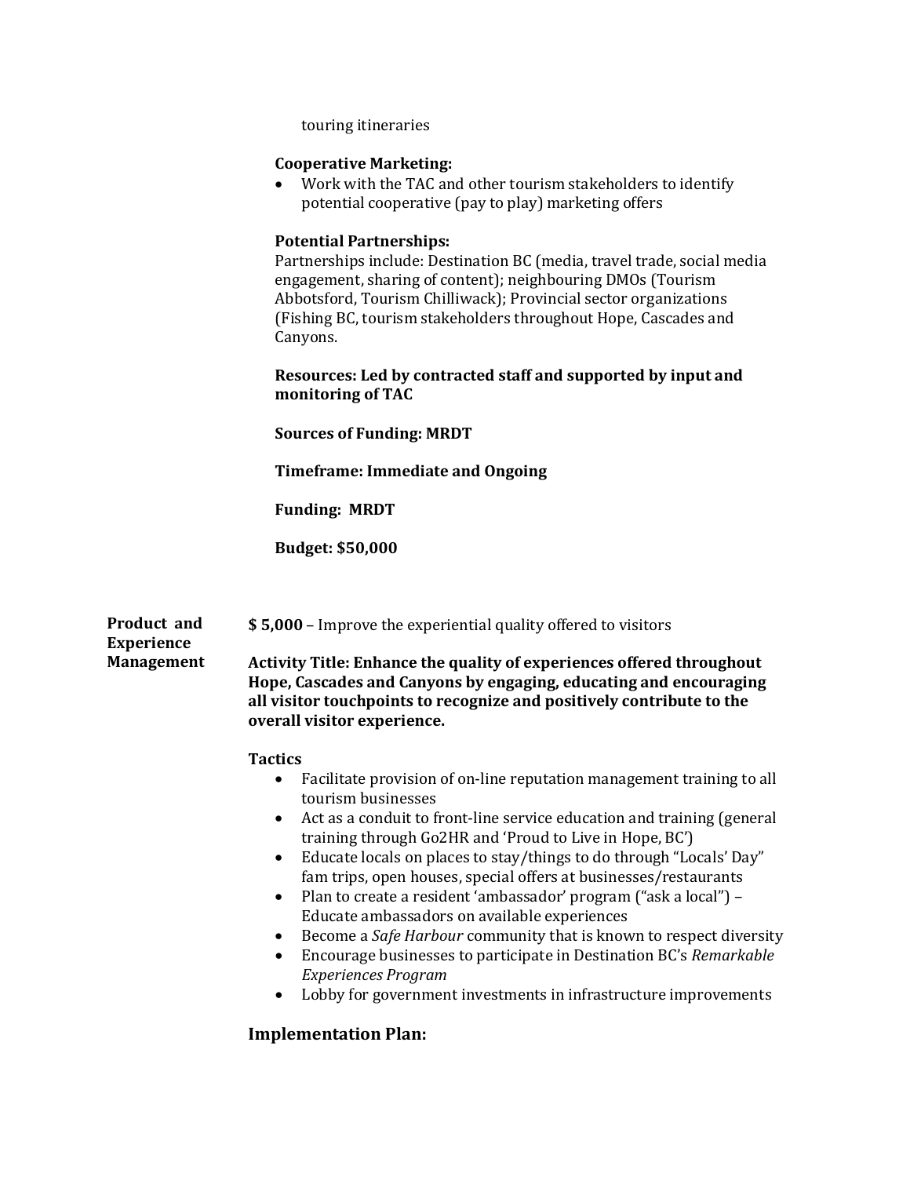touring itineraries

**Cooperative Marketing:**

- Work with the TAC and other tourism stakeholders to identify potential cooperative (pay to play) marketing offers

**Potential Partnerships:**

Partnerships include: Destination BC (media, travel trade, social media engagement, sharing of content); neighbouring DMOs (Tourism Abbotsford, Tourism Chilliwack); Provincial sector organizations (Fishing BC, tourism stakeholders throughout Hope, Cascades and Canyons.

**Resources: Led by contracted staff and supported by input and monitoring of TAC**

**Sources of Funding: MRDT**

**Timeframe: Immediate and Ongoing**

**Funding: MRDT**

**Budget: $50,000**

**Product and Experience Management**

**$ 5,000** – Improve the experiential quality offered to visitors

**Activity Title: Enhance the quality of experiences offered throughout Hope, Cascades and Canyons by engaging, educating and encouraging all visitor touchpoints to recognize and positively contribute to the overall visitor experience.**

**Tactics**

- Facilitate provision of on-line reputation management training to all tourism businesses
- Act as a conduit to front-line service education and training (general training through Go2HR and 'Proud to Live in Hope, BC')
- Educate locals on places to stay/things to do through "Locals' Day" fam trips, open houses, special offers at businesses/restaurants
- Plan to create a resident 'ambassador' program ("ask a local") – Educate ambassadors on available experiences
- Become a *Safe Harbour* community that is known to respect diversity
- Encourage businesses to participate in Destination BC's *Remarkable Experiences Program*
- Lobby for government investments in infrastructure improvements

## Implementation Plan: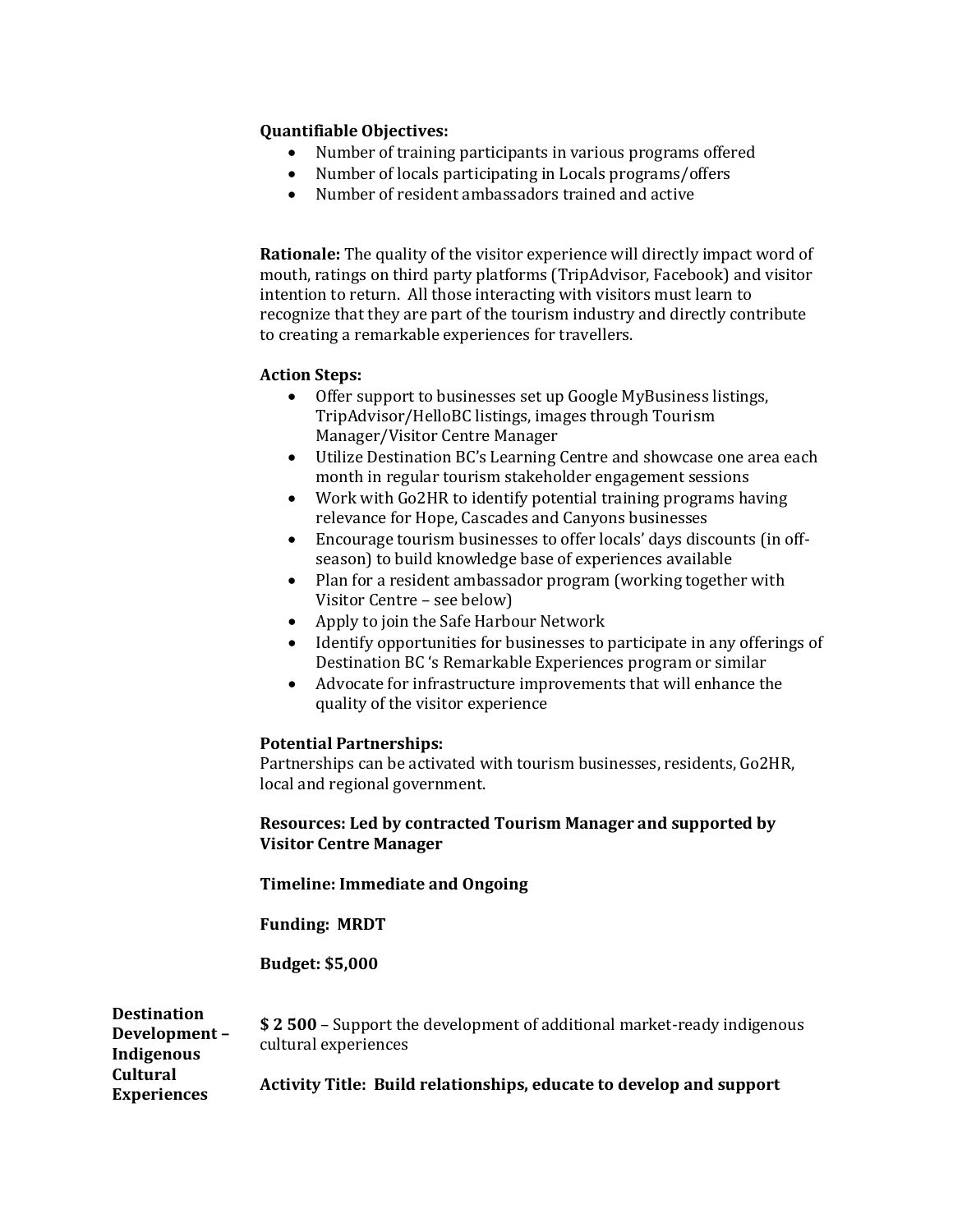**Quantifiable Objectives:**

- Number of training participants in various programs offered
- Number of locals participating in Locals programs/offers
- Number of resident ambassadors trained and active

**Rationale:** The quality of the visitor experience will directly impact word of mouth, ratings on third party platforms (TripAdvisor, Facebook) and visitor intention to return. All those interacting with visitors must learn to recognize that they are part of the tourism industry and directly contribute to creating a remarkable experiences for travellers.

**Action Steps:**

- Offer support to businesses set up Google MyBusiness listings, TripAdvisor/HelloBC listings, images through Tourism Manager/Visitor Centre Manager
- Utilize Destination BC's Learning Centre and showcase one area each month in regular tourism stakeholder engagement sessions
- Work with Go2HR to identify potential training programs having relevance for Hope, Cascades and Canyons businesses
- Encourage tourism businesses to offer locals' days discounts (in off-season) to build knowledge base of experiences available
- Plan for a resident ambassador program (working together with Visitor Centre – see below)
- Apply to join the Safe Harbour Network
- Identify opportunities for businesses to participate in any offerings of Destination BC 's Remarkable Experiences program or similar
- Advocate for infrastructure improvements that will enhance the quality of the visitor experience

**Potential Partnerships:**
Partnerships can be activated with tourism businesses, residents, Go2HR, local and regional government.

**Resources: Led by contracted Tourism Manager and supported by Visitor Centre Manager**

**Timeline: Immediate and Ongoing**

**Funding: MRDT**

**Budget: $5,000**

**Destination Development – Indigenous Cultural Experiences**

**$ 2 500** – Support the development of additional market-ready indigenous cultural experiences

**Activity Title: Build relationships, educate to develop and support**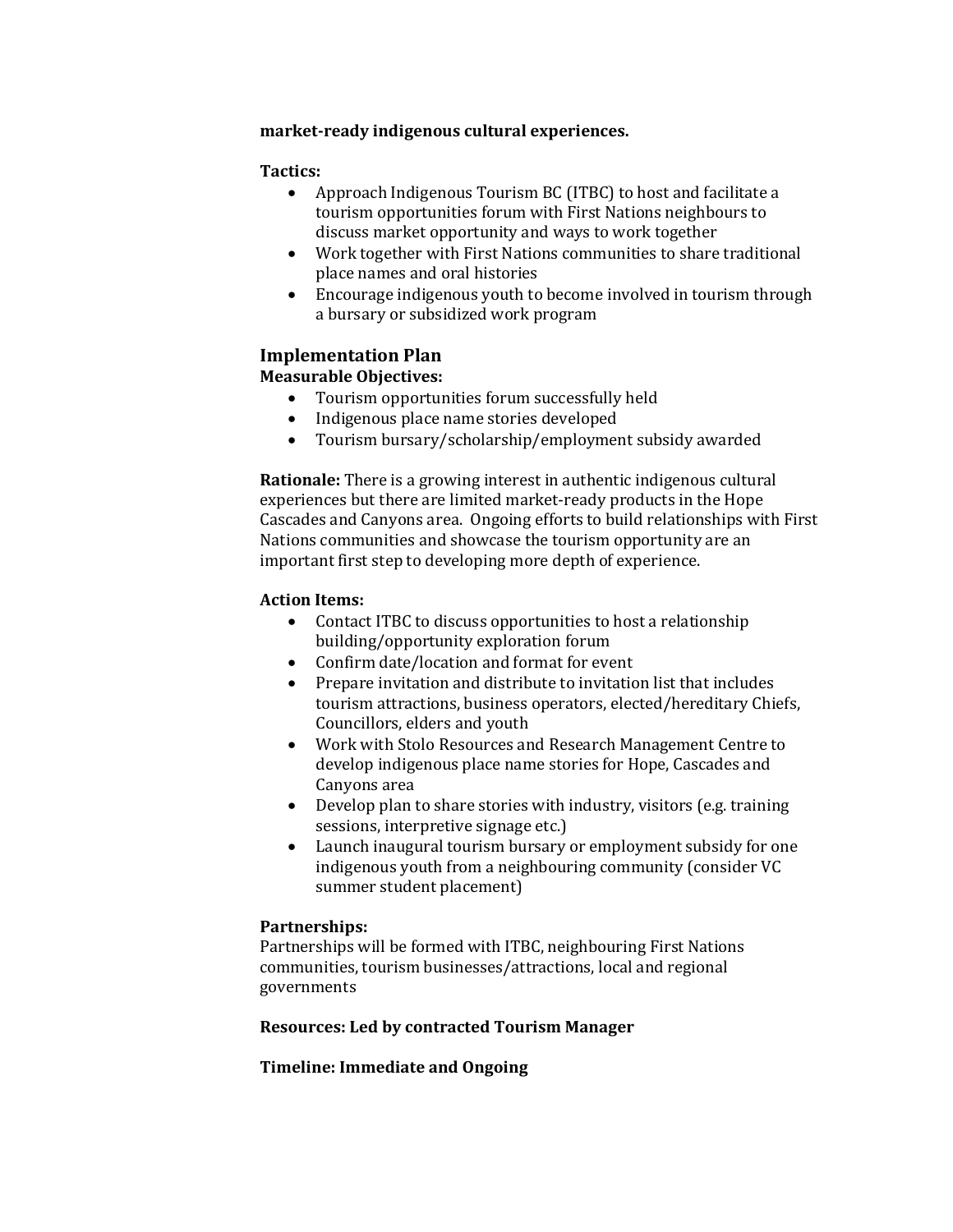**market-ready indigenous cultural experiences.**

**Tactics:**

- Approach Indigenous Tourism BC (ITBC) to host and facilitate a tourism opportunities forum with First Nations neighbours to discuss market opportunity and ways to work together
- Work together with First Nations communities to share traditional place names and oral histories
- Encourage indigenous youth to become involved in tourism through a bursary or subsidized work program

## Implementation Plan

**Measurable Objectives:**

- Tourism opportunities forum successfully held
- Indigenous place name stories developed
- Tourism bursary/scholarship/employment subsidy awarded

**Rationale:** There is a growing interest in authentic indigenous cultural experiences but there are limited market-ready products in the Hope Cascades and Canyons area. Ongoing efforts to build relationships with First Nations communities and showcase the tourism opportunity are an important first step to developing more depth of experience.

**Action Items:**

- Contact ITBC to discuss opportunities to host a relationship building/opportunity exploration forum
- Confirm date/location and format for event
- Prepare invitation and distribute to invitation list that includes tourism attractions, business operators, elected/hereditary Chiefs, Councillors, elders and youth
- Work with Stolo Resources and Research Management Centre to develop indigenous place name stories for Hope, Cascades and Canyons area
- Develop plan to share stories with industry, visitors (e.g. training sessions, interpretive signage etc.)
- Launch inaugural tourism bursary or employment subsidy for one indigenous youth from a neighbouring community (consider VC summer student placement)

**Partnerships:**

Partnerships will be formed with ITBC, neighbouring First Nations communities, tourism businesses/attractions, local and regional governments

**Resources: Led by contracted Tourism Manager**

**Timeline: Immediate and Ongoing**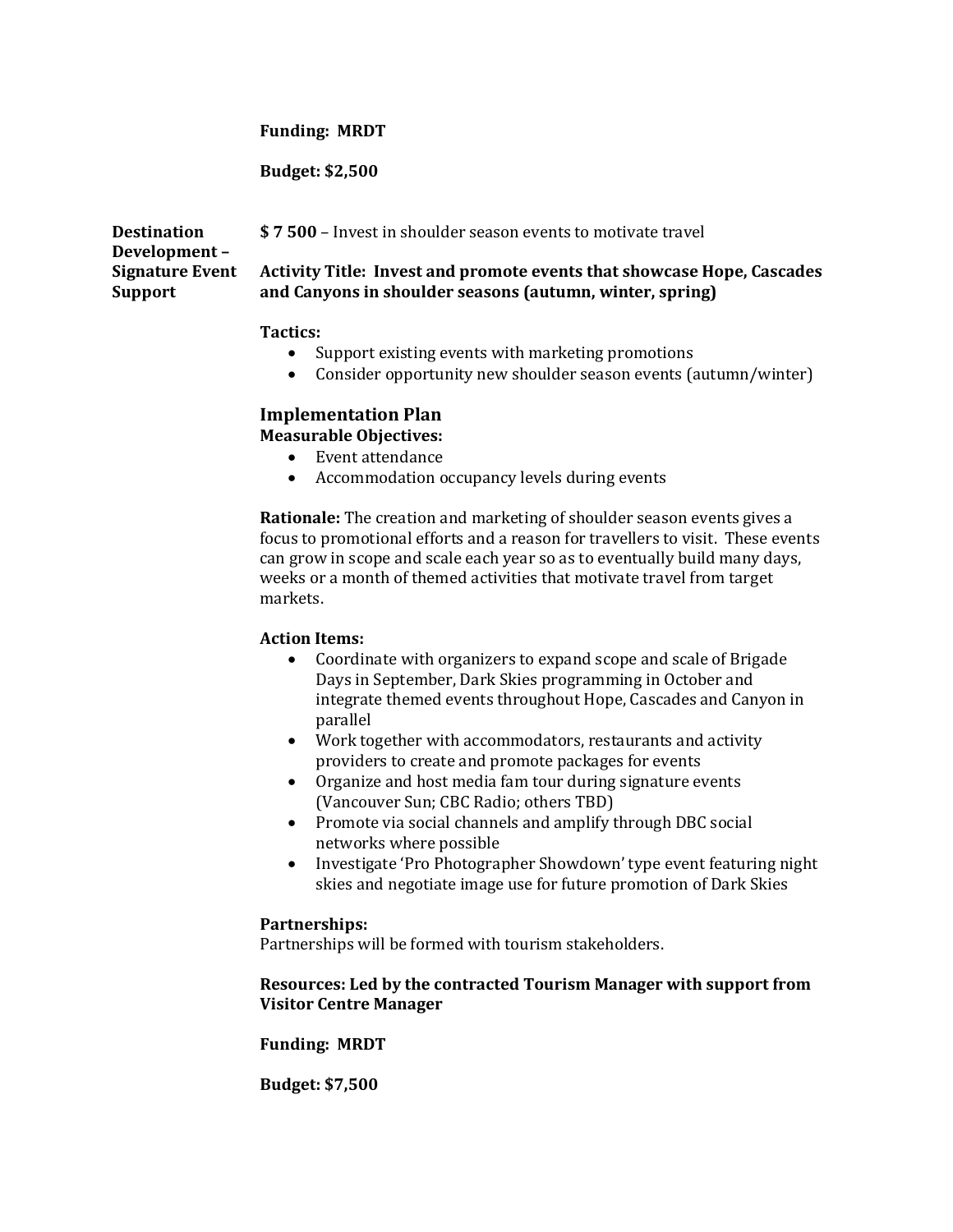**Funding: MRDT**

**Budget: $2,500**

**Destination Development – Signature Event Support**

**$ 7 500** – Invest in shoulder season events to motivate travel

**Activity Title: Invest and promote events that showcase Hope, Cascades and Canyons in shoulder seasons (autumn, winter, spring)**

**Tactics:**

- Support existing events with marketing promotions
- Consider opportunity new shoulder season events (autumn/winter)

## Implementation Plan

**Measurable Objectives:**

- Event attendance
- Accommodation occupancy levels during events

**Rationale:** The creation and marketing of shoulder season events gives a focus to promotional efforts and a reason for travellers to visit. These events can grow in scope and scale each year so as to eventually build many days, weeks or a month of themed activities that motivate travel from target markets.

**Action Items:**

- Coordinate with organizers to expand scope and scale of Brigade Days in September, Dark Skies programming in October and integrate themed events throughout Hope, Cascades and Canyon in parallel
- Work together with accommodators, restaurants and activity providers to create and promote packages for events
- Organize and host media fam tour during signature events (Vancouver Sun; CBC Radio; others TBD)
- Promote via social channels and amplify through DBC social networks where possible
- Investigate 'Pro Photographer Showdown' type event featuring night skies and negotiate image use for future promotion of Dark Skies

**Partnerships:**
Partnerships will be formed with tourism stakeholders.

**Resources: Led by the contracted Tourism Manager with support from Visitor Centre Manager**

**Funding: MRDT**

**Budget: $7,500**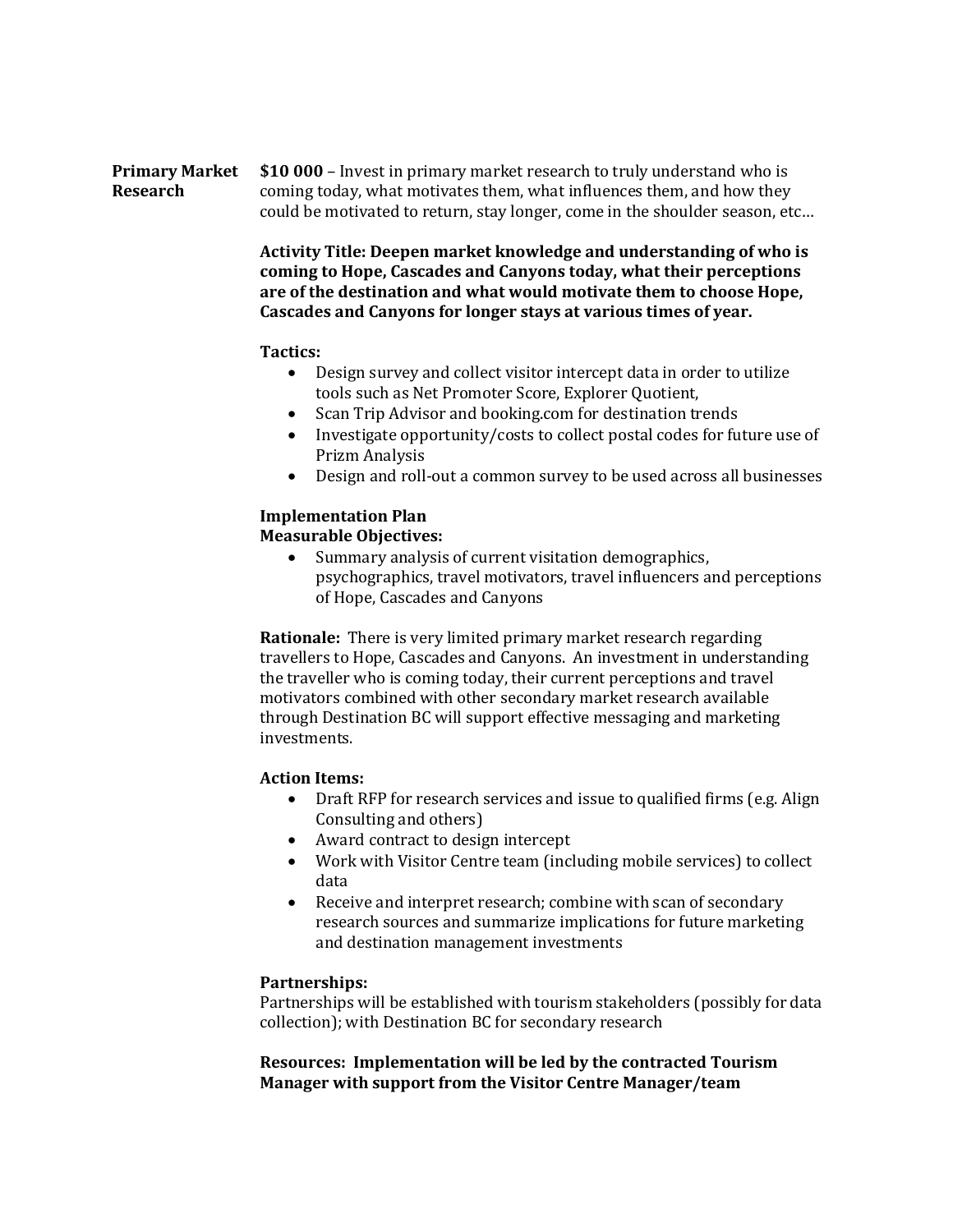**Primary Market Research**

**$10 000** – Invest in primary market research to truly understand who is coming today, what motivates them, what influences them, and how they could be motivated to return, stay longer, come in the shoulder season, etc…

**Activity Title: Deepen market knowledge and understanding of who is coming to Hope, Cascades and Canyons today, what their perceptions are of the destination and what would motivate them to choose Hope, Cascades and Canyons for longer stays at various times of year.**

**Tactics:**

- Design survey and collect visitor intercept data in order to utilize tools such as Net Promoter Score, Explorer Quotient,
- Scan Trip Advisor and booking.com for destination trends
- Investigate opportunity/costs to collect postal codes for future use of Prizm Analysis
- Design and roll-out a common survey to be used across all businesses

**Implementation Plan**

**Measurable Objectives:**

- Summary analysis of current visitation demographics, psychographics, travel motivators, travel influencers and perceptions of Hope, Cascades and Canyons

**Rationale:** There is very limited primary market research regarding travellers to Hope, Cascades and Canyons. An investment in understanding the traveller who is coming today, their current perceptions and travel motivators combined with other secondary market research available through Destination BC will support effective messaging and marketing investments.

**Action Items:**

- Draft RFP for research services and issue to qualified firms (e.g. Align Consulting and others)
- Award contract to design intercept
- Work with Visitor Centre team (including mobile services) to collect data
- Receive and interpret research; combine with scan of secondary research sources and summarize implications for future marketing and destination management investments

**Partnerships:**

Partnerships will be established with tourism stakeholders (possibly for data collection); with Destination BC for secondary research

**Resources: Implementation will be led by the contracted Tourism Manager with support from the Visitor Centre Manager/team**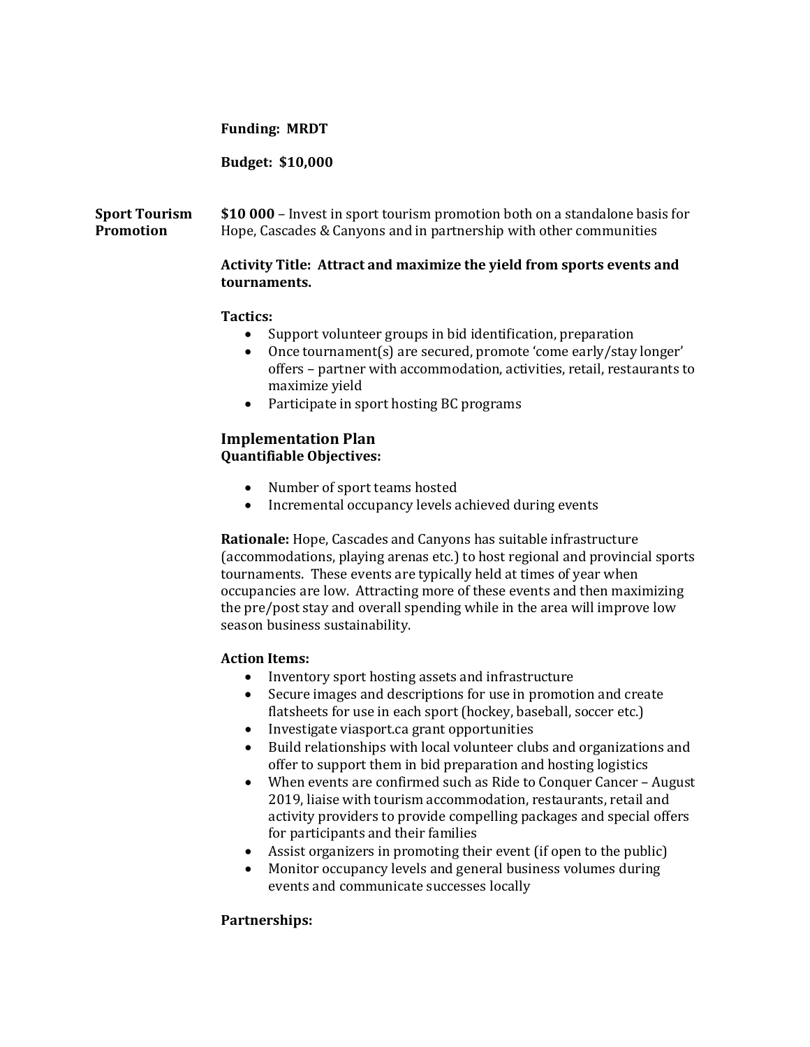**Funding: MRDT**

**Budget: $10,000**

**Sport Tourism Promotion**

**$10 000** – Invest in sport tourism promotion both on a standalone basis for Hope, Cascades & Canyons and in partnership with other communities

**Activity Title: Attract and maximize the yield from sports events and tournaments.**

**Tactics:**

- Support volunteer groups in bid identification, preparation
- Once tournament(s) are secured, promote 'come early/stay longer' offers – partner with accommodation, activities, retail, restaurants to maximize yield
- Participate in sport hosting BC programs

### Implementation Plan

**Quantifiable Objectives:**

- Number of sport teams hosted
- Incremental occupancy levels achieved during events

**Rationale:** Hope, Cascades and Canyons has suitable infrastructure (accommodations, playing arenas etc.) to host regional and provincial sports tournaments. These events are typically held at times of year when occupancies are low. Attracting more of these events and then maximizing the pre/post stay and overall spending while in the area will improve low season business sustainability.

**Action Items:**

- Inventory sport hosting assets and infrastructure
- Secure images and descriptions for use in promotion and create flatsheets for use in each sport (hockey, baseball, soccer etc.)
- Investigate viasport.ca grant opportunities
- Build relationships with local volunteer clubs and organizations and offer to support them in bid preparation and hosting logistics
- When events are confirmed such as Ride to Conquer Cancer – August 2019, liaise with tourism accommodation, restaurants, retail and activity providers to provide compelling packages and special offers for participants and their families
- Assist organizers in promoting their event (if open to the public)
- Monitor occupancy levels and general business volumes during events and communicate successes locally

**Partnerships:**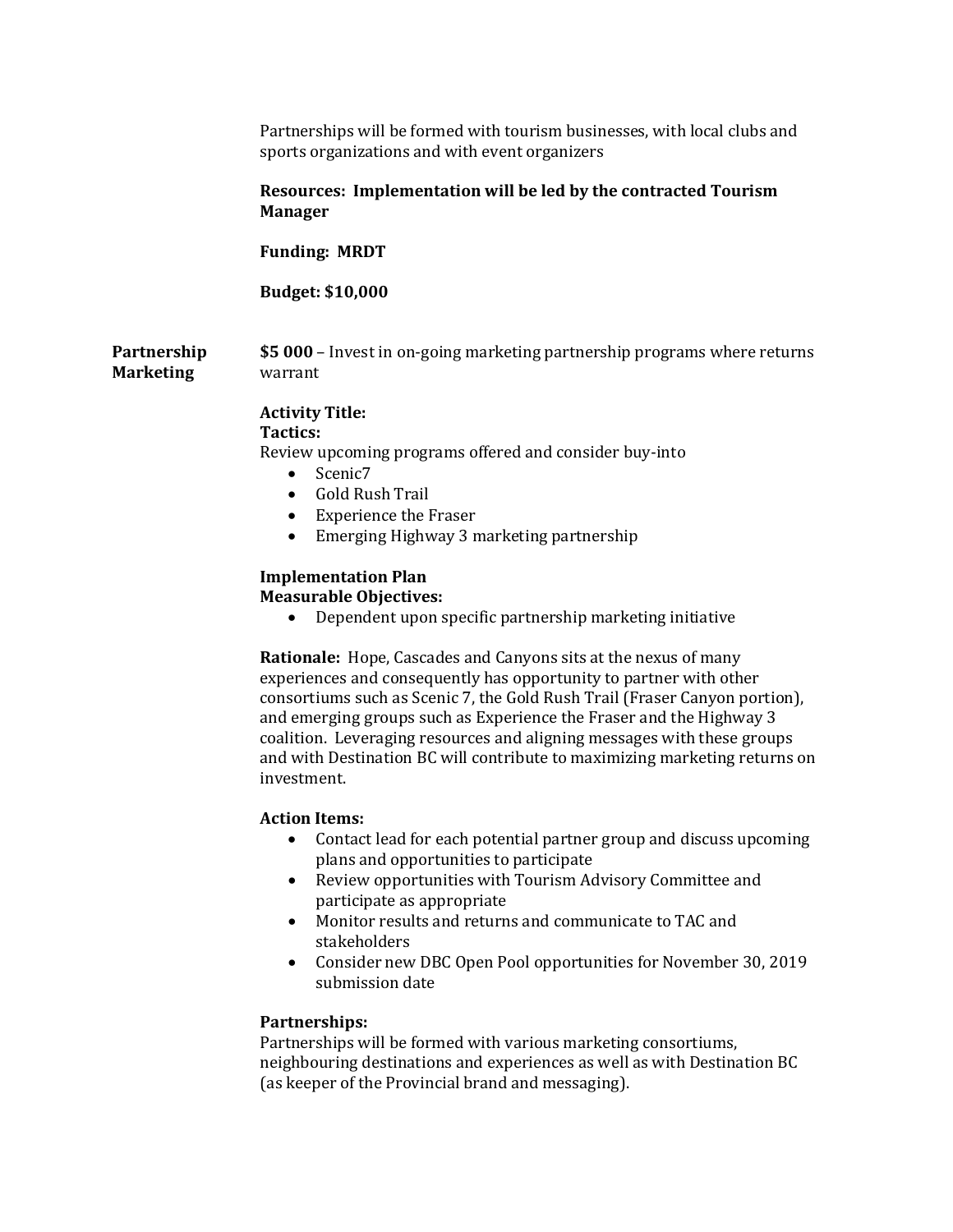Partnerships will be formed with tourism businesses, with local clubs and sports organizations and with event organizers

**Resources: Implementation will be led by the contracted Tourism Manager**

**Funding: MRDT**

**Budget: $10,000**

**Partnership Marketing**

**$5 000** – Invest in on-going marketing partnership programs where returns warrant

**Activity Title:**
**Tactics:**
Review upcoming programs offered and consider buy-into

- Scenic7
- Gold Rush Trail
- Experience the Fraser
- Emerging Highway 3 marketing partnership

**Implementation Plan**
**Measurable Objectives:**

- Dependent upon specific partnership marketing initiative

**Rationale:** Hope, Cascades and Canyons sits at the nexus of many experiences and consequently has opportunity to partner with other consortiums such as Scenic 7, the Gold Rush Trail (Fraser Canyon portion), and emerging groups such as Experience the Fraser and the Highway 3 coalition. Leveraging resources and aligning messages with these groups and with Destination BC will contribute to maximizing marketing returns on investment.

**Action Items:**

- Contact lead for each potential partner group and discuss upcoming plans and opportunities to participate
- Review opportunities with Tourism Advisory Committee and participate as appropriate
- Monitor results and returns and communicate to TAC and stakeholders
- Consider new DBC Open Pool opportunities for November 30, 2019 submission date

**Partnerships:**
Partnerships will be formed with various marketing consortiums, neighbouring destinations and experiences as well as with Destination BC (as keeper of the Provincial brand and messaging).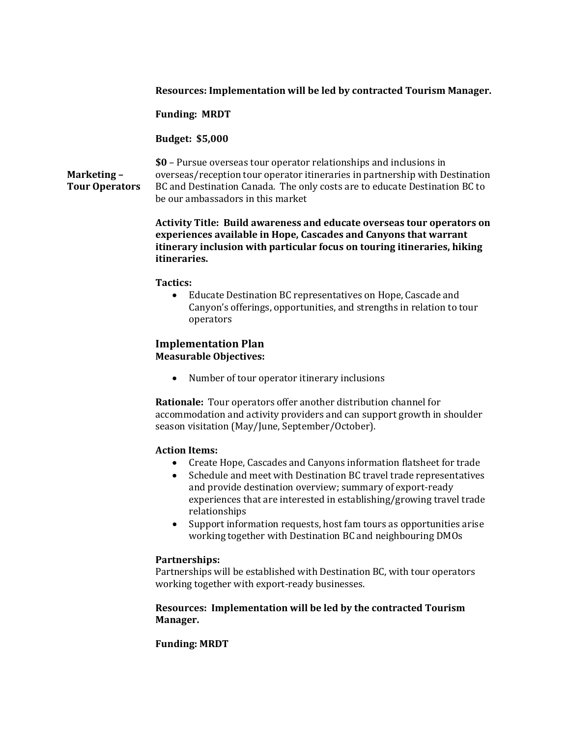**Resources: Implementation will be led by contracted Tourism Manager.**

**Funding: MRDT**

**Budget: $5,000**

**Marketing – Tour Operators**

**$0** – Pursue overseas tour operator relationships and inclusions in overseas/reception tour operator itineraries in partnership with Destination BC and Destination Canada. The only costs are to educate Destination BC to be our ambassadors in this market

**Activity Title: Build awareness and educate overseas tour operators on experiences available in Hope, Cascades and Canyons that warrant itinerary inclusion with particular focus on touring itineraries, hiking itineraries.**

**Tactics:**

- Educate Destination BC representatives on Hope, Cascade and Canyon's offerings, opportunities, and strengths in relation to tour operators

### Implementation Plan

**Measurable Objectives:**

- Number of tour operator itinerary inclusions

**Rationale:** Tour operators offer another distribution channel for accommodation and activity providers and can support growth in shoulder season visitation (May/June, September/October).

**Action Items:**

- Create Hope, Cascades and Canyons information flatsheet for trade
- Schedule and meet with Destination BC travel trade representatives and provide destination overview; summary of export-ready experiences that are interested in establishing/growing travel trade relationships
- Support information requests, host fam tours as opportunities arise working together with Destination BC and neighbouring DMOs

**Partnerships:**

Partnerships will be established with Destination BC, with tour operators working together with export-ready businesses.

**Resources: Implementation will be led by the contracted Tourism Manager.**

**Funding: MRDT**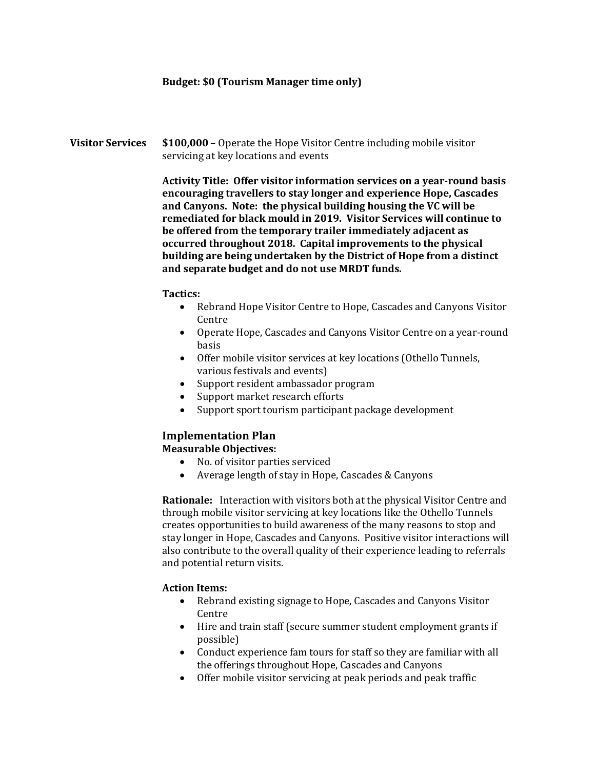**Budget: $0 (Tourism Manager time only)**

**Visitor Services** **$100,000** – Operate the Hope Visitor Centre including mobile visitor servicing at key locations and events

**Activity Title: Offer visitor information services on a year-round basis encouraging travellers to stay longer and experience Hope, Cascades and Canyons. Note: the physical building housing the VC will be remediated for black mould in 2019. Visitor Services will continue to be offered from the temporary trailer immediately adjacent as occurred throughout 2018. Capital improvements to the physical building are being undertaken by the District of Hope from a distinct and separate budget and do not use MRDT funds.**

**Tactics:**

- Rebrand Hope Visitor Centre to Hope, Cascades and Canyons Visitor Centre
- Operate Hope, Cascades and Canyons Visitor Centre on a year-round basis
- Offer mobile visitor services at key locations (Othello Tunnels, various festivals and events)
- Support resident ambassador program
- Support market research efforts
- Support sport tourism participant package development

## Implementation Plan

**Measurable Objectives:**

- No. of visitor parties serviced
- Average length of stay in Hope, Cascades & Canyons

**Rationale:** Interaction with visitors both at the physical Visitor Centre and through mobile visitor servicing at key locations like the Othello Tunnels creates opportunities to build awareness of the many reasons to stop and stay longer in Hope, Cascades and Canyons. Positive visitor interactions will also contribute to the overall quality of their experience leading to referrals and potential return visits.

**Action Items:**

- Rebrand existing signage to Hope, Cascades and Canyons Visitor Centre
- Hire and train staff (secure summer student employment grants if possible)
- Conduct experience fam tours for staff so they are familiar with all the offerings throughout Hope, Cascades and Canyons
- Offer mobile visitor servicing at peak periods and peak traffic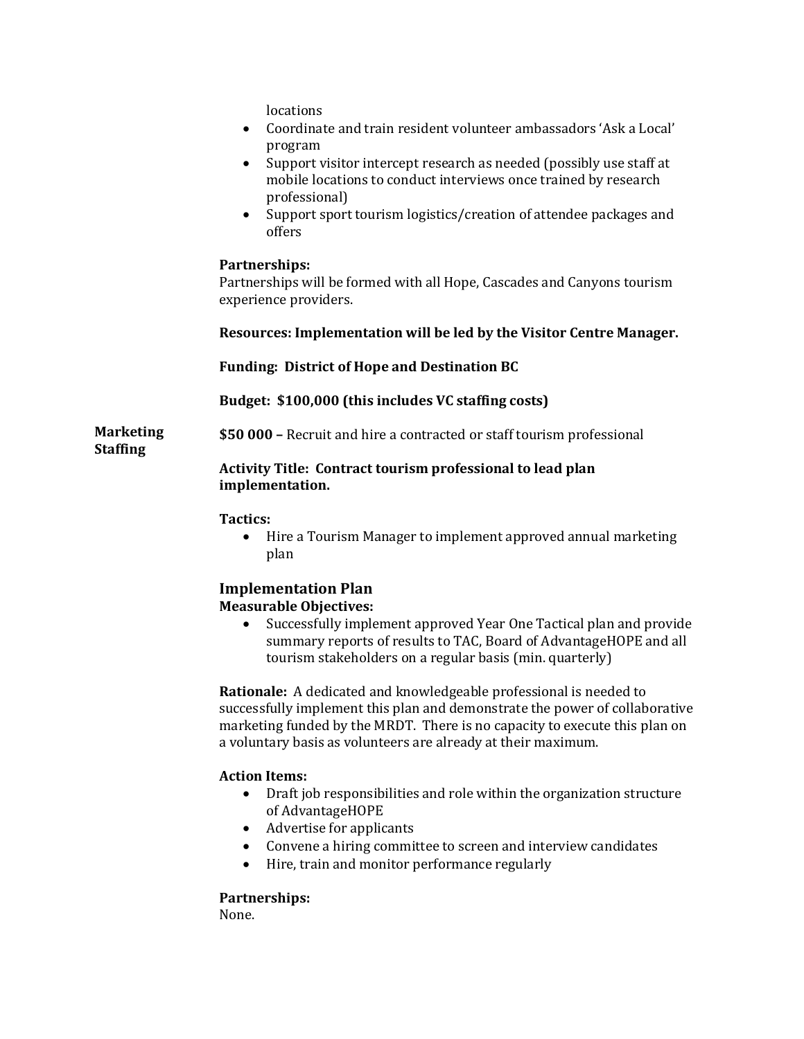locations

- Coordinate and train resident volunteer ambassadors 'Ask a Local' program
- Support visitor intercept research as needed (possibly use staff at mobile locations to conduct interviews once trained by research professional)
- Support sport tourism logistics/creation of attendee packages and offers

**Partnerships:**
Partnerships will be formed with all Hope, Cascades and Canyons tourism experience providers.

**Resources: Implementation will be led by the Visitor Centre Manager.**

**Funding: District of Hope and Destination BC**

**Budget: $100,000 (this includes VC staffing costs)**

**Marketing Staffing**

**$50 000 –** Recruit and hire a contracted or staff tourism professional

**Activity Title: Contract tourism professional to lead plan implementation.**

**Tactics:**

- Hire a Tourism Manager to implement approved annual marketing plan

## Implementation Plan

**Measurable Objectives:**

- Successfully implement approved Year One Tactical plan and provide summary reports of results to TAC, Board of AdvantageHOPE and all tourism stakeholders on a regular basis (min. quarterly)

**Rationale:** A dedicated and knowledgeable professional is needed to successfully implement this plan and demonstrate the power of collaborative marketing funded by the MRDT. There is no capacity to execute this plan on a voluntary basis as volunteers are already at their maximum.

**Action Items:**

- Draft job responsibilities and role within the organization structure of AdvantageHOPE
- Advertise for applicants
- Convene a hiring committee to screen and interview candidates
- Hire, train and monitor performance regularly

**Partnerships:**
None.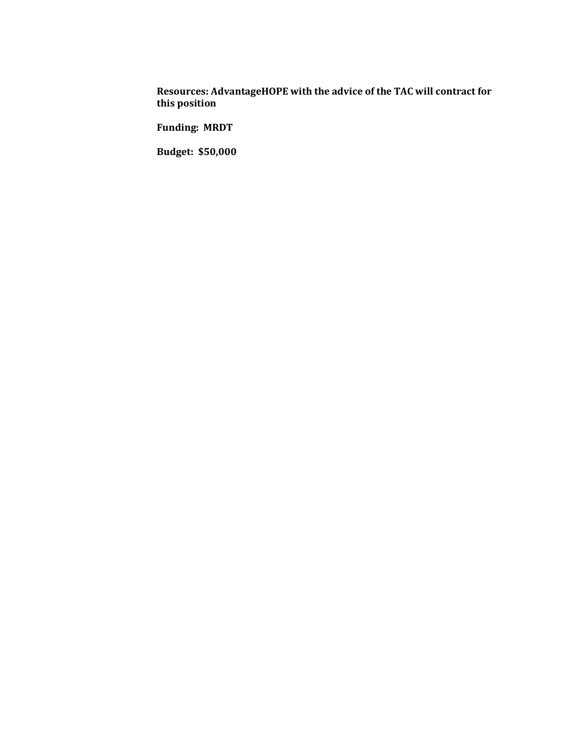**Resources: AdvantageHOPE with the advice of the TAC will contract for this position**

**Funding: MRDT**

**Budget: $50,000**